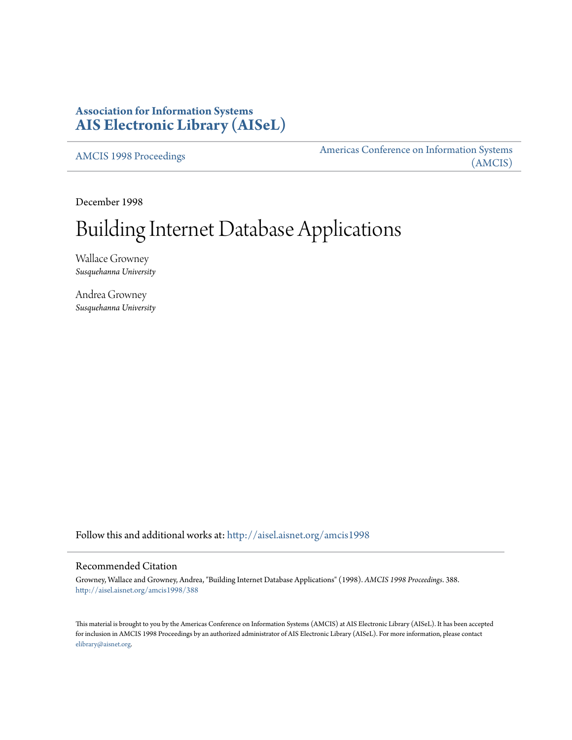**Association for Information Systems**
**AIS Electronic Library (AISeL)**

AMCIS 1998 Proceedings

Americas Conference on Information Systems (AMCIS)

December 1998

# Building Internet Database Applications

Wallace Growney
*Susquehanna University*

Andrea Growney
*Susquehanna University*

Follow this and additional works at: http://aisel.aisnet.org/amcis1998

## Recommended Citation

Growney, Wallace and Growney, Andrea, "Building Internet Database Applications" (1998). *AMCIS 1998 Proceedings*. 388.
http://aisel.aisnet.org/amcis1998/388

This material is brought to you by the Americas Conference on Information Systems (AMCIS) at AIS Electronic Library (AISeL). It has been accepted for inclusion in AMCIS 1998 Proceedings by an authorized administrator of AIS Electronic Library (AISeL). For more information, please contact elibrary@aisnet.org.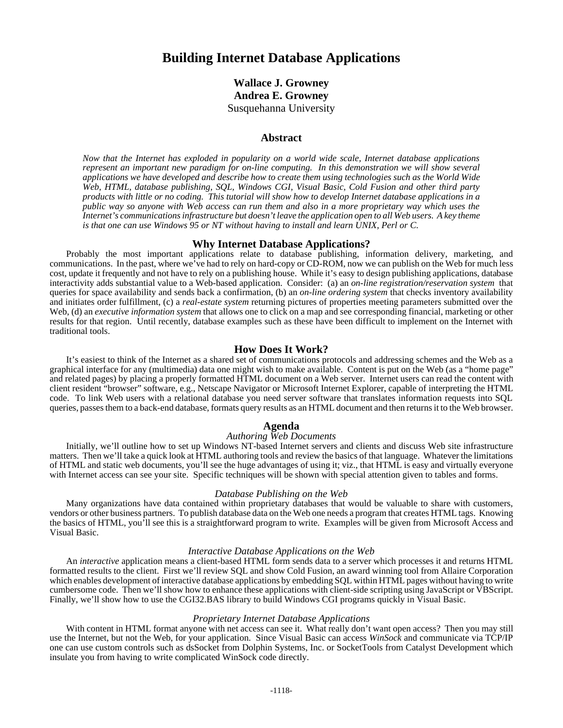# Building Internet Database Applications

**Wallace J. Growney**
**Andrea E. Growney**
Susquehanna University

## Abstract

*Now that the Internet has exploded in popularity on a world wide scale, Internet database applications represent an important new paradigm for on-line computing. In this demonstration we will show several applications we have developed and describe how to create them using technologies such as the World Wide Web, HTML, database publishing, SQL, Windows CGI, Visual Basic, Cold Fusion and other third party products with little or no coding. This tutorial will show how to develop Internet database applications in a public way so anyone with Web access can run them and also in a more proprietary way which uses the Internet's communications infrastructure but doesn't leave the application open to all Web users. A key theme is that one can use Windows 95 or NT without having to install and learn UNIX, Perl or C.*

## Why Internet Database Applications?

Probably the most important applications relate to database publishing, information delivery, marketing, and communications. In the past, where we've had to rely on hard-copy or CD-ROM, now we can publish on the Web for much less cost, update it frequently and not have to rely on a publishing house. While it's easy to design publishing applications, database interactivity adds substantial value to a Web-based application. Consider: (a) an *on-line registration/reservation system* that queries for space availability and sends back a confirmation, (b) an *on-line ordering system* that checks inventory availability and initiates order fulfillment, (c) a *real-estate system* returning pictures of properties meeting parameters submitted over the Web, (d) an *executive information system* that allows one to click on a map and see corresponding financial, marketing or other results for that region. Until recently, database examples such as these have been difficult to implement on the Internet with traditional tools.

## How Does It Work?

It's easiest to think of the Internet as a shared set of communications protocols and addressing schemes and the Web as a graphical interface for any (multimedia) data one might wish to make available. Content is put on the Web (as a "home page" and related pages) by placing a properly formatted HTML document on a Web server. Internet users can read the content with client resident "browser" software, e.g., Netscape Navigator or Microsoft Internet Explorer, capable of interpreting the HTML code. To link Web users with a relational database you need server software that translates information requests into SQL queries, passes them to a back-end database, formats query results as an HTML document and then returns it to the Web browser.

## Agenda

### *Authoring Web Documents*

Initially, we'll outline how to set up Windows NT-based Internet servers and clients and discuss Web site infrastructure matters. Then we'll take a quick look at HTML authoring tools and review the basics of that language. Whatever the limitations of HTML and static web documents, you'll see the huge advantages of using it; viz., that HTML is easy and virtually everyone with Internet access can see your site. Specific techniques will be shown with special attention given to tables and forms.

### *Database Publishing on the Web*

Many organizations have data contained within proprietary databases that would be valuable to share with customers, vendors or other business partners. To publish database data on the Web one needs a program that creates HTML tags. Knowing the basics of HTML, you'll see this is a straightforward program to write. Examples will be given from Microsoft Access and Visual Basic.

### *Interactive Database Applications on the Web*

An *interactive* application means a client-based HTML form sends data to a server which processes it and returns HTML formatted results to the client. First we'll review SQL and show Cold Fusion, an award winning tool from Allaire Corporation which enables development of interactive database applications by embedding SQL within HTML pages without having to write cumbersome code. Then we'll show how to enhance these applications with client-side scripting using JavaScript or VBScript. Finally, we'll show how to use the CGI32.BAS library to build Windows CGI programs quickly in Visual Basic.

### *Proprietary Internet Database Applications*

With content in HTML format anyone with net access can see it. What really don't want open access? Then you may still use the Internet, but not the Web, for your application. Since Visual Basic can access *WinSock* and communicate via TCP/IP one can use custom controls such as dsSocket from Dolphin Systems, Inc. or SocketTools from Catalyst Development which insulate you from having to write complicated WinSock code directly.